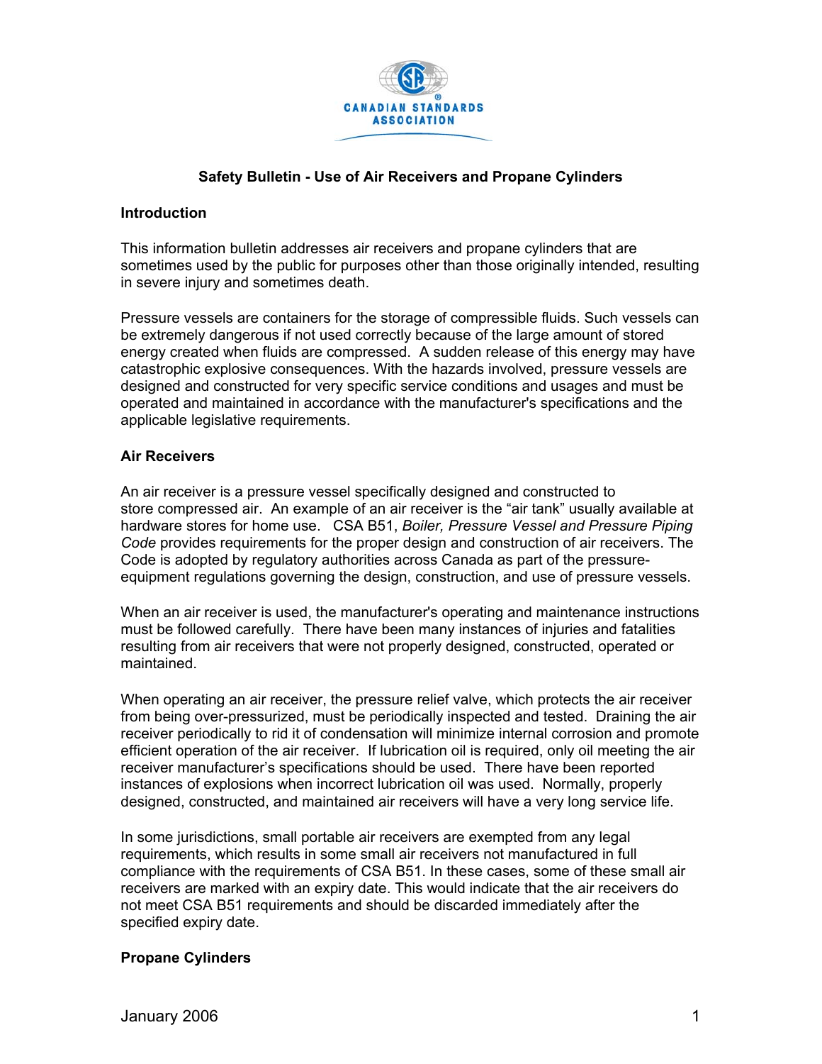CANADIAN STANDARDS ASSOCIATION

# Safety Bulletin - Use of Air Receivers and Propane Cylinders

## Introduction

This information bulletin addresses air receivers and propane cylinders that are sometimes used by the public for purposes other than those originally intended, resulting in severe injury and sometimes death.

Pressure vessels are containers for the storage of compressible fluids. Such vessels can be extremely dangerous if not used correctly because of the large amount of stored energy created when fluids are compressed. A sudden release of this energy may have catastrophic explosive consequences. With the hazards involved, pressure vessels are designed and constructed for very specific service conditions and usages and must be operated and maintained in accordance with the manufacturer's specifications and the applicable legislative requirements.

## Air Receivers

An air receiver is a pressure vessel specifically designed and constructed to store compressed air. An example of an air receiver is the “air tank” usually available at hardware stores for home use. CSA B51, *Boiler, Pressure Vessel and Pressure Piping Code* provides requirements for the proper design and construction of air receivers. The Code is adopted by regulatory authorities across Canada as part of the pressure-equipment regulations governing the design, construction, and use of pressure vessels.

When an air receiver is used, the manufacturer's operating and maintenance instructions must be followed carefully. There have been many instances of injuries and fatalities resulting from air receivers that were not properly designed, constructed, operated or maintained.

When operating an air receiver, the pressure relief valve, which protects the air receiver from being over-pressurized, must be periodically inspected and tested. Draining the air receiver periodically to rid it of condensation will minimize internal corrosion and promote efficient operation of the air receiver. If lubrication oil is required, only oil meeting the air receiver manufacturer’s specifications should be used. There have been reported instances of explosions when incorrect lubrication oil was used. Normally, properly designed, constructed, and maintained air receivers will have a very long service life.

In some jurisdictions, small portable air receivers are exempted from any legal requirements, which results in some small air receivers not manufactured in full compliance with the requirements of CSA B51. In these cases, some of these small air receivers are marked with an expiry date. This would indicate that the air receivers do not meet CSA B51 requirements and should be discarded immediately after the specified expiry date.

## Propane Cylinders

January 2006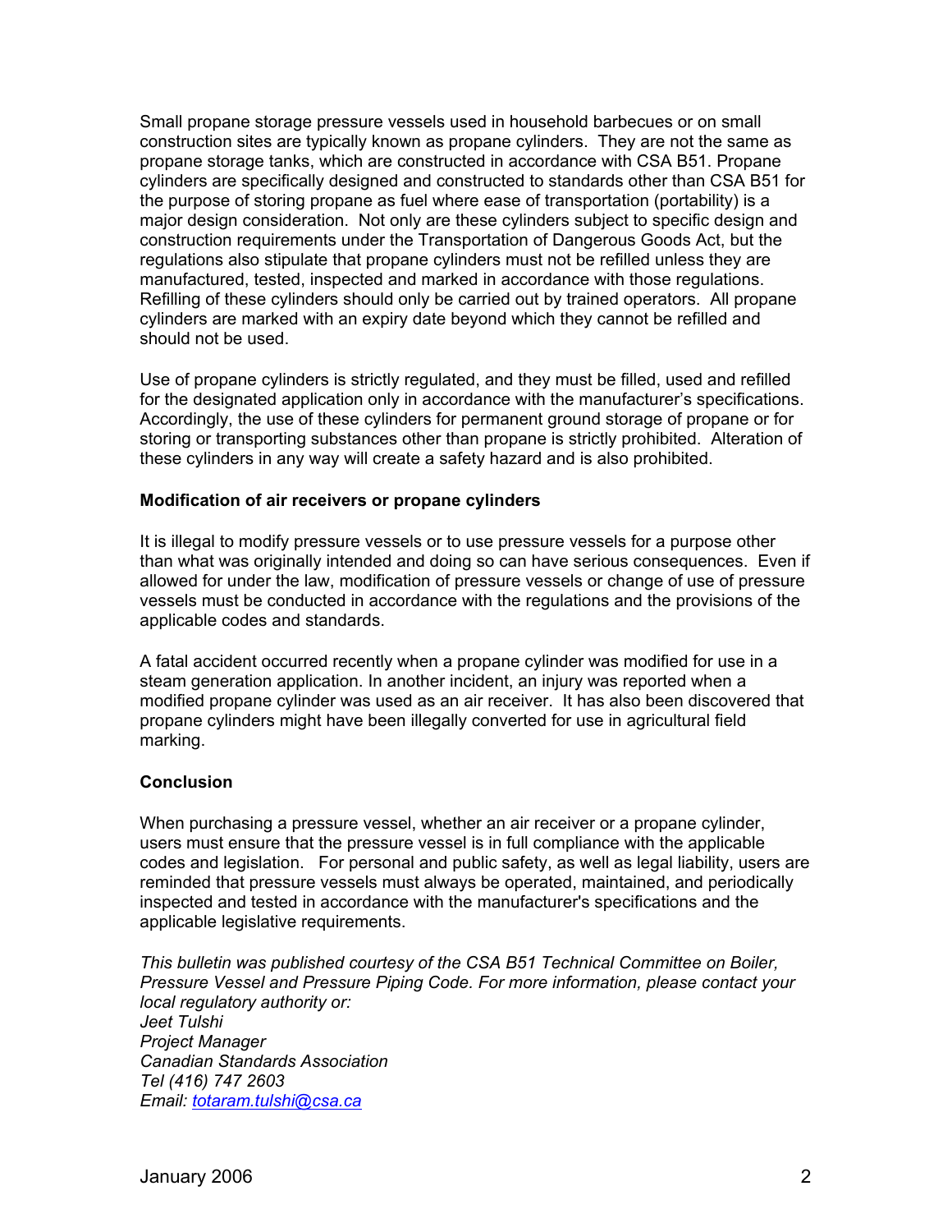Small propane storage pressure vessels used in household barbecues or on small construction sites are typically known as propane cylinders. They are not the same as propane storage tanks, which are constructed in accordance with CSA B51. Propane cylinders are specifically designed and constructed to standards other than CSA B51 for the purpose of storing propane as fuel where ease of transportation (portability) is a major design consideration. Not only are these cylinders subject to specific design and construction requirements under the Transportation of Dangerous Goods Act, but the regulations also stipulate that propane cylinders must not be refilled unless they are manufactured, tested, inspected and marked in accordance with those regulations. Refilling of these cylinders should only be carried out by trained operators. All propane cylinders are marked with an expiry date beyond which they cannot be refilled and should not be used.

Use of propane cylinders is strictly regulated, and they must be filled, used and refilled for the designated application only in accordance with the manufacturer's specifications. Accordingly, the use of these cylinders for permanent ground storage of propane or for storing or transporting substances other than propane is strictly prohibited. Alteration of these cylinders in any way will create a safety hazard and is also prohibited.

**Modification of air receivers or propane cylinders**

It is illegal to modify pressure vessels or to use pressure vessels for a purpose other than what was originally intended and doing so can have serious consequences. Even if allowed for under the law, modification of pressure vessels or change of use of pressure vessels must be conducted in accordance with the regulations and the provisions of the applicable codes and standards.

A fatal accident occurred recently when a propane cylinder was modified for use in a steam generation application. In another incident, an injury was reported when a modified propane cylinder was used as an air receiver. It has also been discovered that propane cylinders might have been illegally converted for use in agricultural field marking.

**Conclusion**

When purchasing a pressure vessel, whether an air receiver or a propane cylinder, users must ensure that the pressure vessel is in full compliance with the applicable codes and legislation. For personal and public safety, as well as legal liability, users are reminded that pressure vessels must always be operated, maintained, and periodically inspected and tested in accordance with the manufacturer's specifications and the applicable legislative requirements.

*This bulletin was published courtesy of the CSA B51 Technical Committee on Boiler, Pressure Vessel and Pressure Piping Code. For more information, please contact your local regulatory authority or:*
*Jeet Tulshi*
*Project Manager*
*Canadian Standards Association*
*Tel (416) 747 2603*
*Email: totaram.tulshi@csa.ca*

January 2006